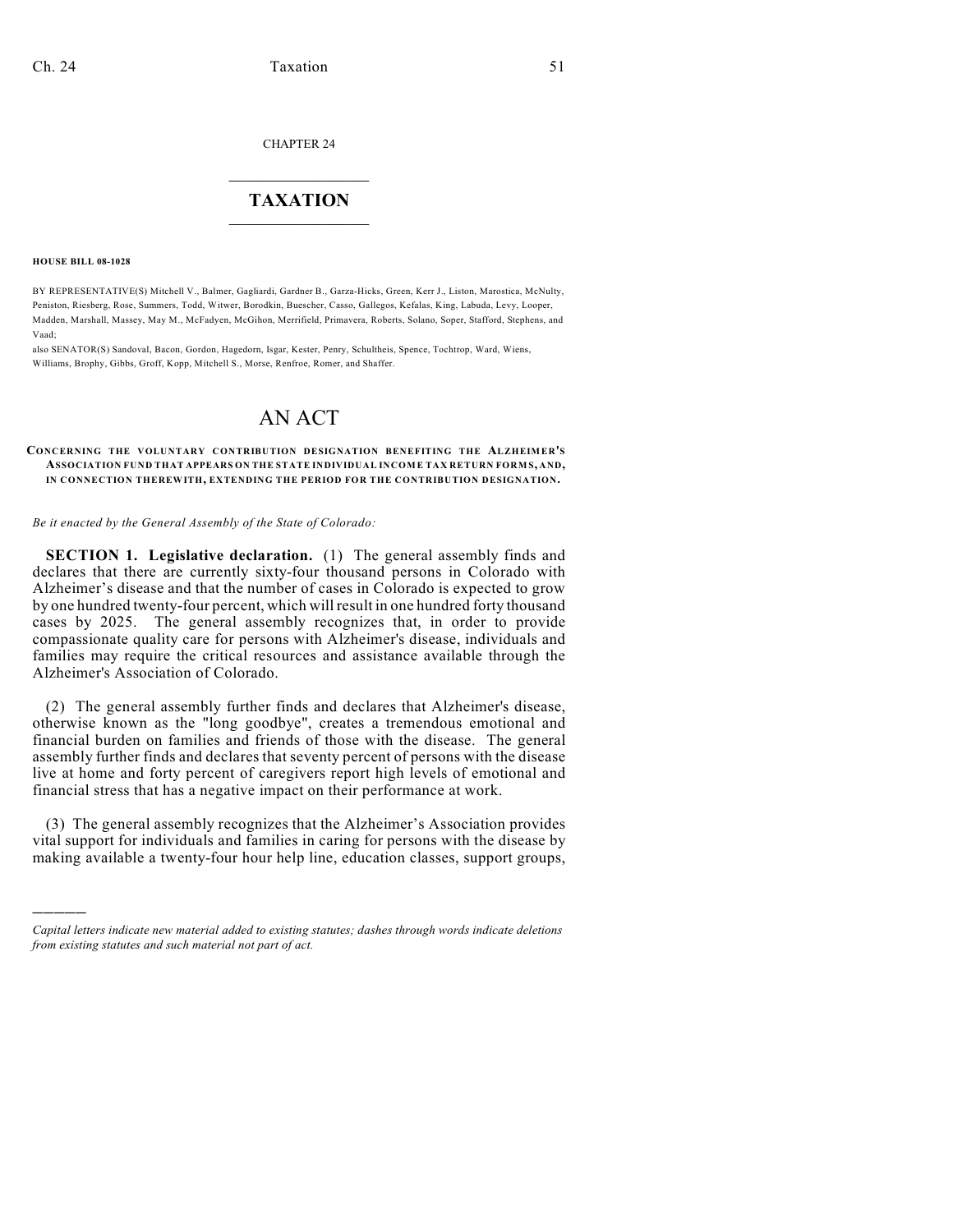CHAPTER 24

# TAXATION

**HOUSE BILL 08-1028**

BY REPRESENTATIVE(S) Mitchell V., Balmer, Gagliardi, Gardner B., Garza-Hicks, Green, Kerr J., Liston, Marostica, McNulty, Peniston, Riesberg, Rose, Summers, Todd, Witwer, Borodkin, Buescher, Casso, Gallegos, Kefalas, King, Labuda, Levy, Looper, Madden, Marshall, Massey, May M., McFadyen, McGihon, Merrifield, Primavera, Roberts, Solano, Soper, Stafford, Stephens, and Vaad;
also SENATOR(S) Sandoval, Bacon, Gordon, Hagedorn, Isgar, Kester, Penry, Schultheis, Spence, Tochtrop, Ward, Wiens, Williams, Brophy, Gibbs, Groff, Kopp, Mitchell S., Morse, Renfroe, Romer, and Shaffer.

# AN ACT

**CONCERNING THE VOLUNTARY CONTRIBUTION DESIGNATION BENEFITING THE ALZHEIMER'S ASSOCIATION FUND THAT APPEARS ON THE STATE INDIVIDUAL INCOME TAX RETURN FORMS, AND, IN CONNECTION THEREWITH, EXTENDING THE PERIOD FOR THE CONTRIBUTION DESIGNATION.**

*Be it enacted by the General Assembly of the State of Colorado:*

**SECTION 1. Legislative declaration.** (1) The general assembly finds and declares that there are currently sixty-four thousand persons in Colorado with Alzheimer's disease and that the number of cases in Colorado is expected to grow by one hundred twenty-four percent, which will result in one hundred forty thousand cases by 2025. The general assembly recognizes that, in order to provide compassionate quality care for persons with Alzheimer's disease, individuals and families may require the critical resources and assistance available through the Alzheimer's Association of Colorado.

(2) The general assembly further finds and declares that Alzheimer's disease, otherwise known as the "long goodbye", creates a tremendous emotional and financial burden on families and friends of those with the disease. The general assembly further finds and declares that seventy percent of persons with the disease live at home and forty percent of caregivers report high levels of emotional and financial stress that has a negative impact on their performance at work.

(3) The general assembly recognizes that the Alzheimer's Association provides vital support for individuals and families in caring for persons with the disease by making available a twenty-four hour help line, education classes, support groups,

*Capital letters indicate new material added to existing statutes; dashes through words indicate deletions from existing statutes and such material not part of act.*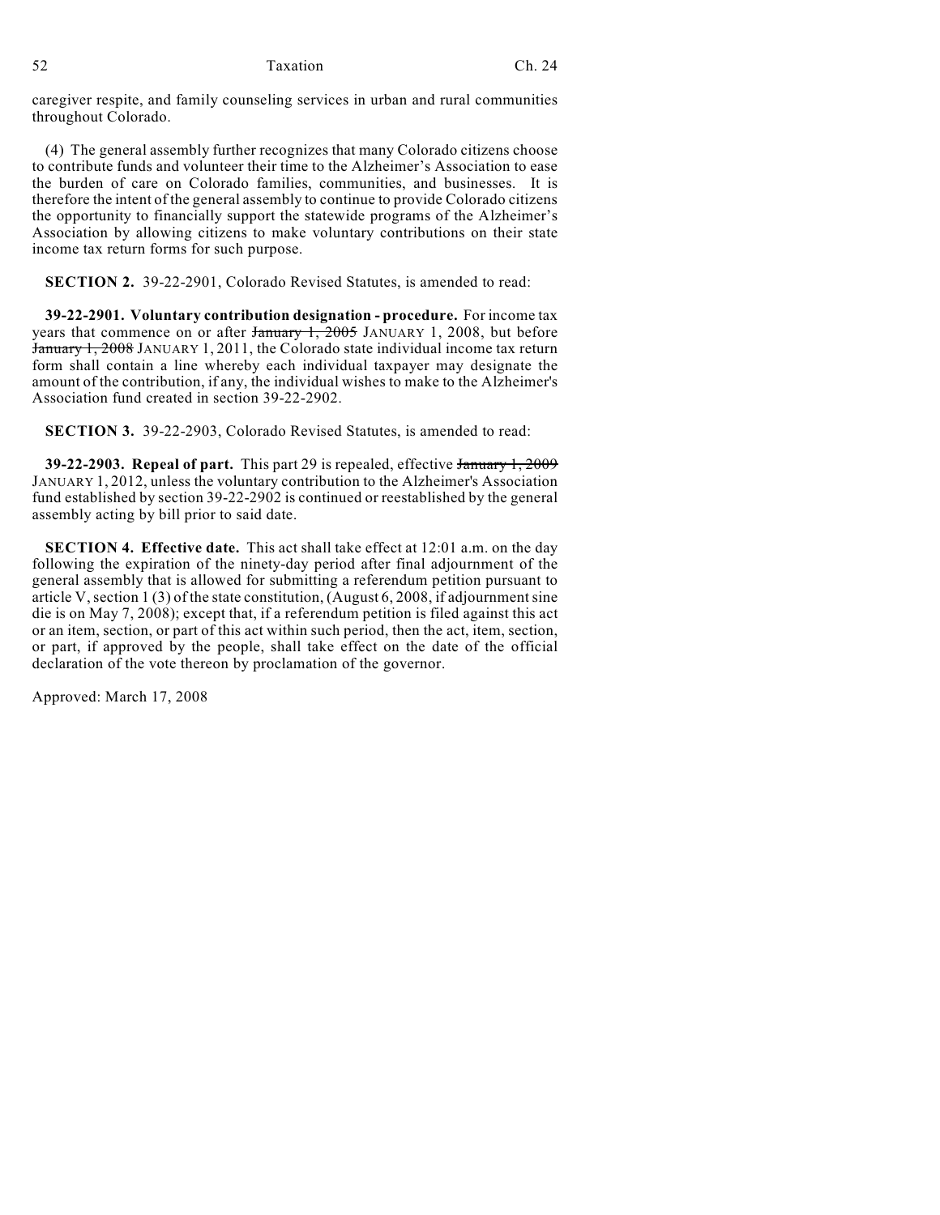caregiver respite, and family counseling services in urban and rural communities throughout Colorado.

(4) The general assembly further recognizes that many Colorado citizens choose to contribute funds and volunteer their time to the Alzheimer's Association to ease the burden of care on Colorado families, communities, and businesses. It is therefore the intent of the general assembly to continue to provide Colorado citizens the opportunity to financially support the statewide programs of the Alzheimer's Association by allowing citizens to make voluntary contributions on their state income tax return forms for such purpose.

**SECTION 2.** 39-22-2901, Colorado Revised Statutes, is amended to read:

**39-22-2901. Voluntary contribution designation - procedure.** For income tax years that commence on or after ~~January 1, 2005~~ JANUARY 1, 2008, but before ~~January 1, 2008~~ JANUARY 1, 2011, the Colorado state individual income tax return form shall contain a line whereby each individual taxpayer may designate the amount of the contribution, if any, the individual wishes to make to the Alzheimer's Association fund created in section 39-22-2902.

**SECTION 3.** 39-22-2903, Colorado Revised Statutes, is amended to read:

**39-22-2903. Repeal of part.** This part 29 is repealed, effective ~~January 1, 2009~~ JANUARY 1, 2012, unless the voluntary contribution to the Alzheimer's Association fund established by section 39-22-2902 is continued or reestablished by the general assembly acting by bill prior to said date.

**SECTION 4. Effective date.** This act shall take effect at 12:01 a.m. on the day following the expiration of the ninety-day period after final adjournment of the general assembly that is allowed for submitting a referendum petition pursuant to article V, section 1 (3) of the state constitution, (August 6, 2008, if adjournment sine die is on May 7, 2008); except that, if a referendum petition is filed against this act or an item, section, or part of this act within such period, then the act, item, section, or part, if approved by the people, shall take effect on the date of the official declaration of the vote thereon by proclamation of the governor.

Approved: March 17, 2008